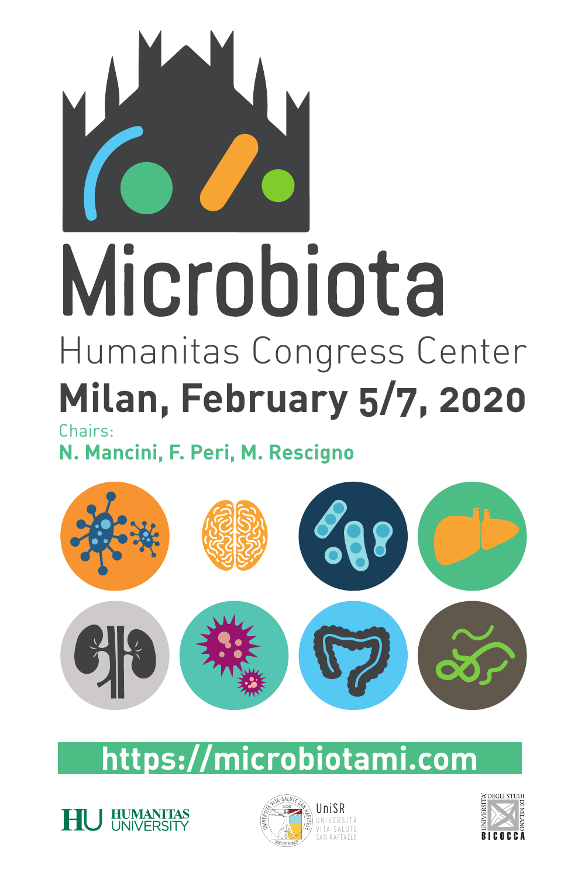# Microbiota

## Humanitas Congress Center

## Milan, February 5/7, 2020

Chairs:

**N. Mancini, F. Peri, M. Rescigno**

**https://microbiotami.com**

HUMANITAS UNIVERSITY

UniSR UNIVERSITÀ VITA-SALUTE SAN RAFFAELE

UNIVERSITÀ DEGLI STUDI DI MILANO BICOCCA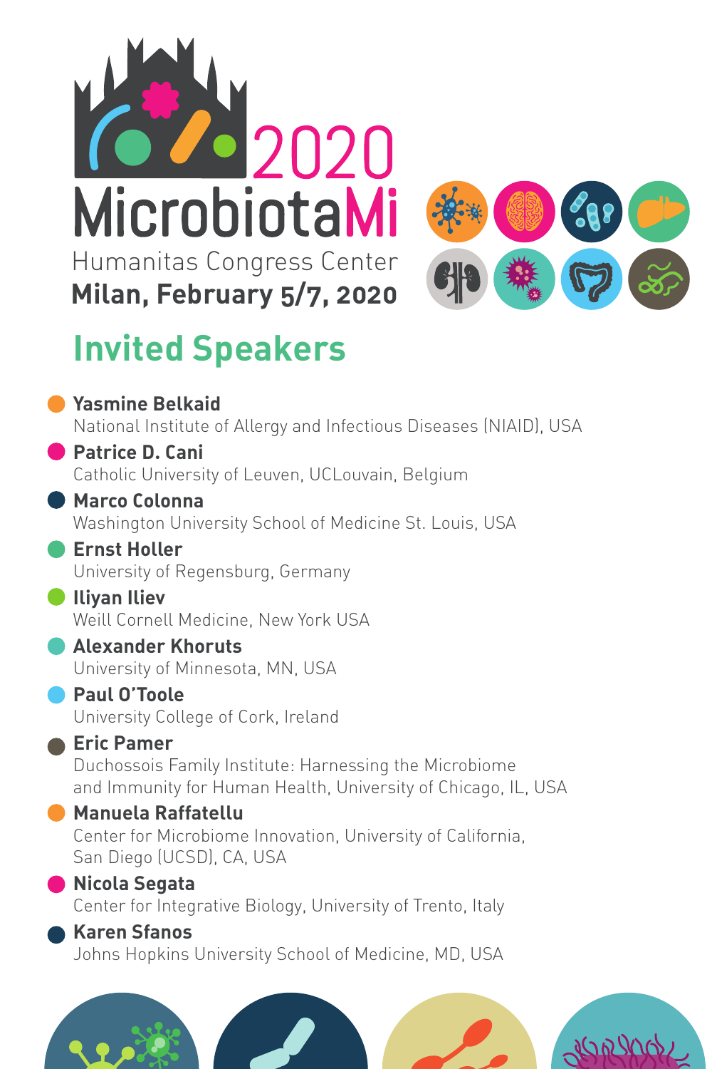# 2020 MicrobiotaMi

Humanitas Congress Center

**Milan, February 5/7, 2020**

## Invited Speakers

- **Yasmine Belkaid**
  National Institute of Allergy and Infectious Diseases (NIAID), USA
- **Patrice D. Cani**
  Catholic University of Leuven, UCLouvain, Belgium
- **Marco Colonna**
  Washington University School of Medicine St. Louis, USA
- **Ernst Holler**
  University of Regensburg, Germany
- **Iliyan Iliev**
  Weill Cornell Medicine, New York USA
- **Alexander Khoruts**
  University of Minnesota, MN, USA
- **Paul O'Toole**
  University College of Cork, Ireland
- **Eric Pamer**
  Duchossois Family Institute: Harnessing the Microbiome and Immunity for Human Health, University of Chicago, IL, USA
- **Manuela Raffatellu**
  Center for Microbiome Innovation, University of California, San Diego (UCSD), CA, USA
- **Nicola Segata**
  Center for Integrative Biology, University of Trento, Italy
- **Karen Sfanos**
  Johns Hopkins University School of Medicine, MD, USA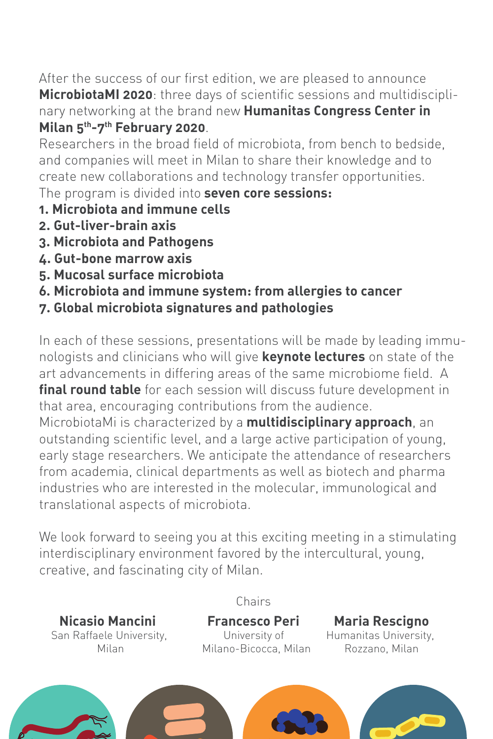After the success of our first edition, we are pleased to announce **MicrobiotaMI 2020**: three days of scientific sessions and multidisciplinary networking at the brand new **Humanitas Congress Center in Milan 5th-7th February 2020**.

Researchers in the broad field of microbiota, from bench to bedside, and companies will meet in Milan to share their knowledge and to create new collaborations and technology transfer opportunities.

The program is divided into **seven core sessions:**

1. **Microbiota and immune cells**
2. **Gut-liver-brain axis**
3. **Microbiota and Pathogens**
4. **Gut-bone marrow axis**
5. **Mucosal surface microbiota**
6. **Microbiota and immune system: from allergies to cancer**
7. **Global microbiota signatures and pathologies**

In each of these sessions, presentations will be made by leading immunologists and clinicians who will give **keynote lectures** on state of the art advancements in differing areas of the same microbiome field. A **final round table** for each session will discuss future development in that area, encouraging contributions from the audience.

MicrobiotaMi is characterized by a **multidisciplinary approach**, an outstanding scientific level, and a large active participation of young, early stage researchers. We anticipate the attendance of researchers from academia, clinical departments as well as biotech and pharma industries who are interested in the molecular, immunological and translational aspects of microbiota.

We look forward to seeing you at this exciting meeting in a stimulating interdisciplinary environment favored by the intercultural, young, creative, and fascinating city of Milan.

Chairs

**Nicasio Mancini**
San Raffaele University, Milan

**Francesco Peri**
University of Milano-Bicocca, Milan

**Maria Rescigno**
Humanitas University, Rozzano, Milan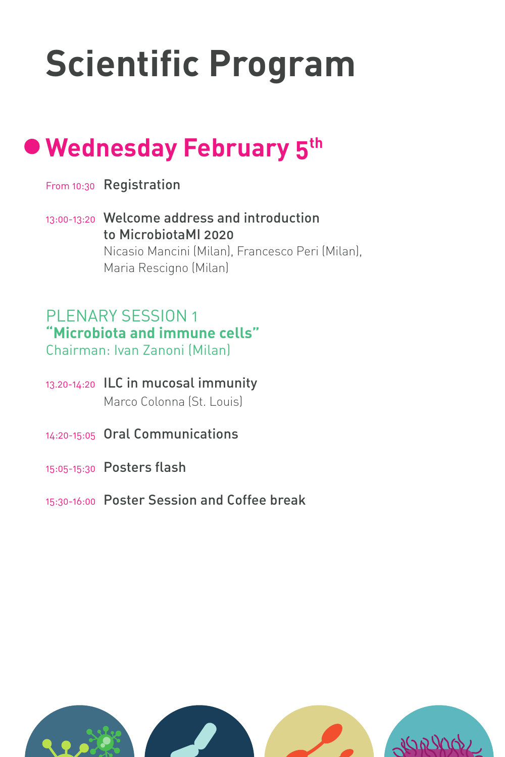# Scientific Program

## Wednesday February 5th

From 10:30 **Registration**

13:00-13:20 **Welcome address and introduction to MicrobiotaMI 2020**
Nicasio Mancini (Milan), Francesco Peri (Milan), Maria Rescigno (Milan)

### PLENARY SESSION 1
**"Microbiota and immune cells"**
Chairman: Ivan Zanoni (Milan)

13.20-14:20 **ILC in mucosal immunity**
Marco Colonna (St. Louis)

14:20-15:05 **Oral Communications**

15:05-15:30 **Posters flash**

15:30-16:00 **Poster Session and Coffee break**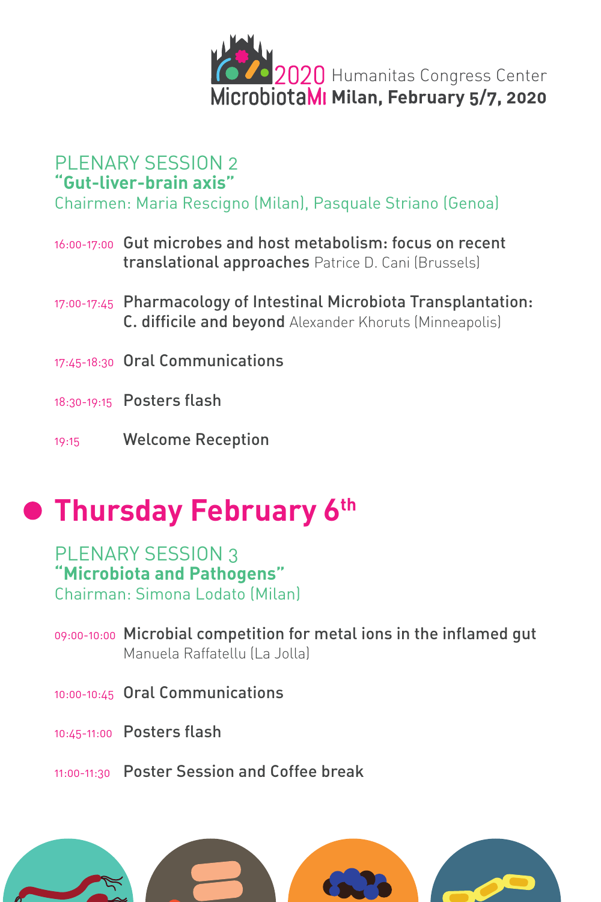## PLENARY SESSION 2
**"Gut-liver-brain axis"**
Chairmen: Maria Rescigno (Milan), Pasquale Striano (Genoa)

16:00-17:00 **Gut microbes and host metabolism: focus on recent translational approaches** Patrice D. Cani (Brussels)

17:00-17:45 **Pharmacology of Intestinal Microbiota Transplantation: C. difficile and beyond** Alexander Khoruts (Minneapolis)

17:45-18:30 **Oral Communications**

18:30-19:15 **Posters flash**

19:15 **Welcome Reception**

# Thursday February 6th

## PLENARY SESSION 3
**"Microbiota and Pathogens"**
Chairman: Simona Lodato (Milan)

09:00-10:00 **Microbial competition for metal ions in the inflamed gut**
Manuela Raffatellu (La Jolla)

10:00-10:45 **Oral Communications**

10:45-11:00 **Posters flash**

11:00-11:30 **Poster Session and Coffee break**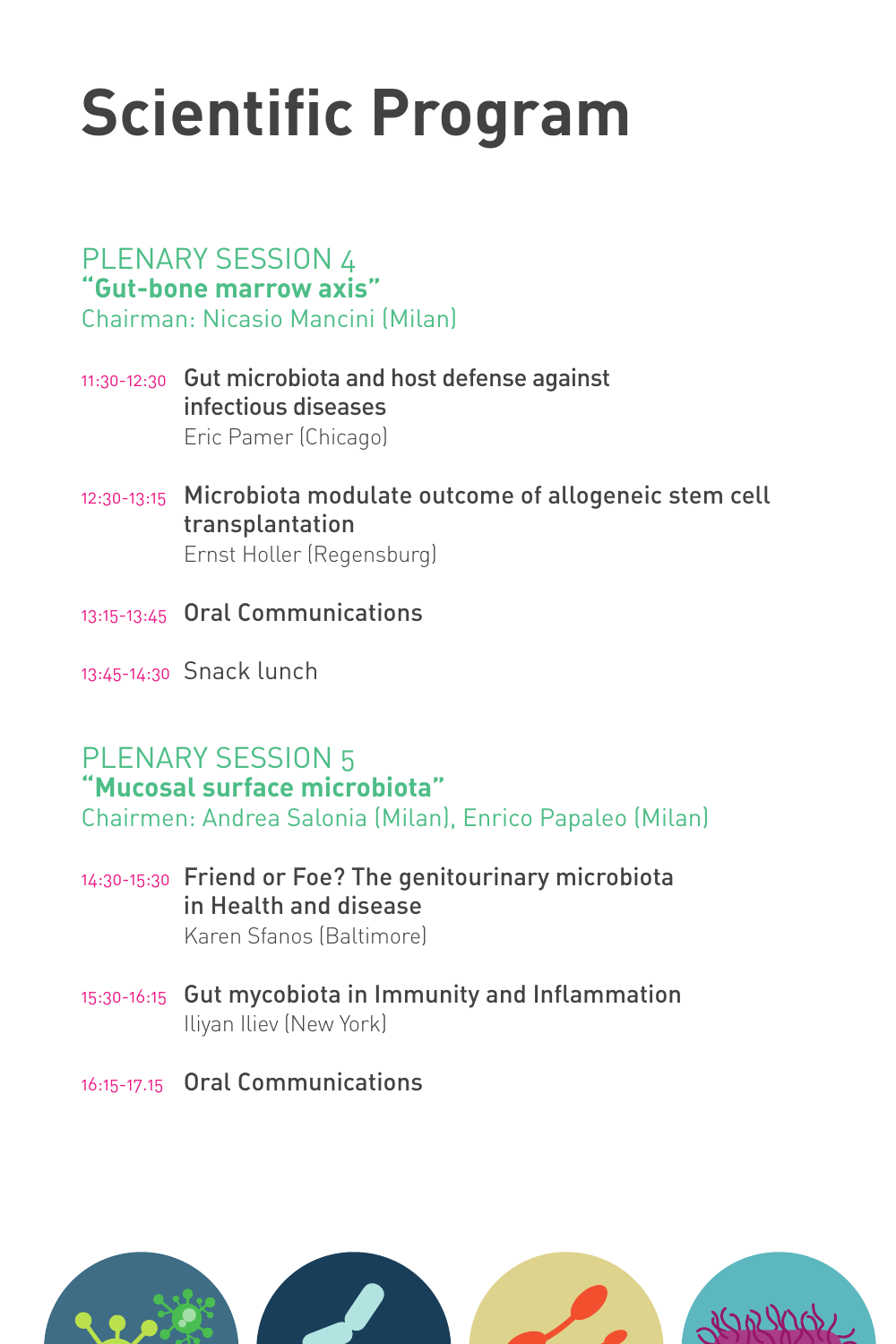# Scientific Program

## PLENARY SESSION 4
**"Gut-bone marrow axis"**
Chairman: Nicasio Mancini (Milan)

11:30-12:30 **Gut microbiota and host defense against infectious diseases**
Eric Pamer (Chicago)

12:30-13:15 **Microbiota modulate outcome of allogeneic stem cell transplantation**
Ernst Holler (Regensburg)

13:15-13:45 **Oral Communications**

13:45-14:30 Snack lunch

## PLENARY SESSION 5
**"Mucosal surface microbiota"**
Chairmen: Andrea Salonia (Milan), Enrico Papaleo (Milan)

14:30-15:30 **Friend or Foe? The genitourinary microbiota in Health and disease**
Karen Sfanos (Baltimore)

15:30-16:15 **Gut mycobiota in Immunity and Inflammation**
Iliyan Iliev (New York)

16:15-17.15 **Oral Communications**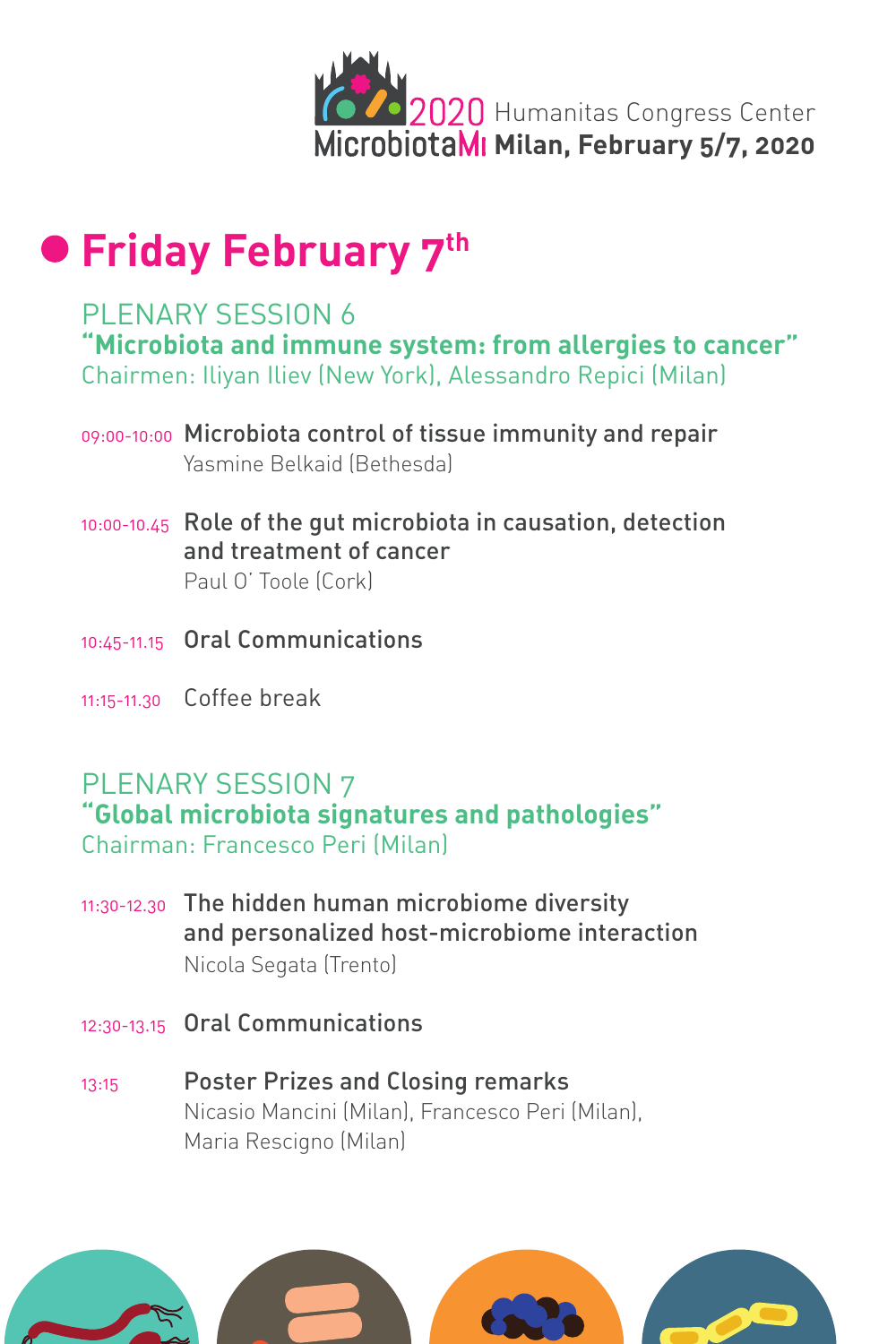2020 MicrobiotaMI Humanitas Congress Center
**Milan, February 5/7, 2020**

# Friday February 7th

## PLENARY SESSION 6

**"Microbiota and immune system: from allergies to cancer"**

Chairmen: Iliyan Iliev (New York), Alessandro Repici (Milan)

09:00-10:00 **Microbiota control of tissue immunity and repair**
Yasmine Belkaid (Bethesda)

10:00-10.45 **Role of the gut microbiota in causation, detection and treatment of cancer**
Paul O' Toole (Cork)

10:45-11.15 **Oral Communications**

11:15-11.30 Coffee break

## PLENARY SESSION 7

**"Global microbiota signatures and pathologies"**

Chairman: Francesco Peri (Milan)

11:30-12.30 **The hidden human microbiome diversity and personalized host-microbiome interaction**
Nicola Segata (Trento)

12:30-13.15 **Oral Communications**

13:15 **Poster Prizes and Closing remarks**
Nicasio Mancini (Milan), Francesco Peri (Milan), Maria Rescigno (Milan)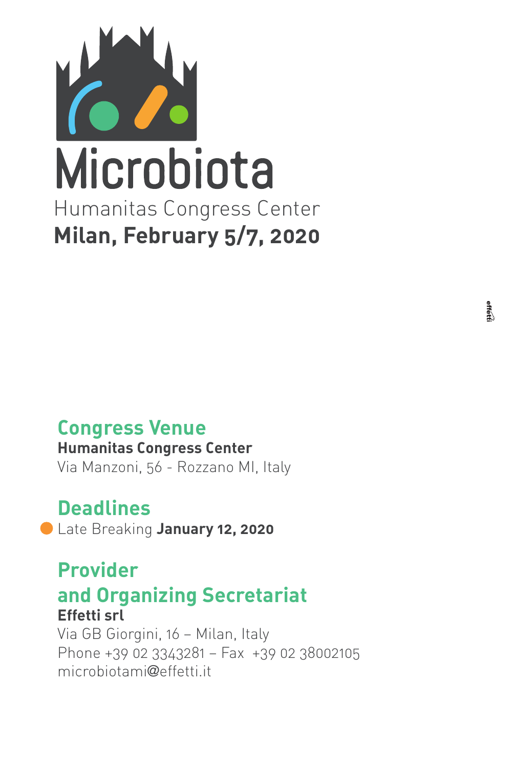# Microbiota

Humanitas Congress Center

**Milan, February 5/7, 2020**

effetti

## Congress Venue

**Humanitas Congress Center**

Via Manzoni, 56 - Rozzano MI, Italy

## Deadlines

- Late Breaking **January 12, 2020**

## Provider and Organizing Secretariat

**Effetti srl**

Via GB Giorgini, 16 – Milan, Italy

Phone +39 02 3343281 – Fax +39 02 38002105

microbiotami@effetti.it